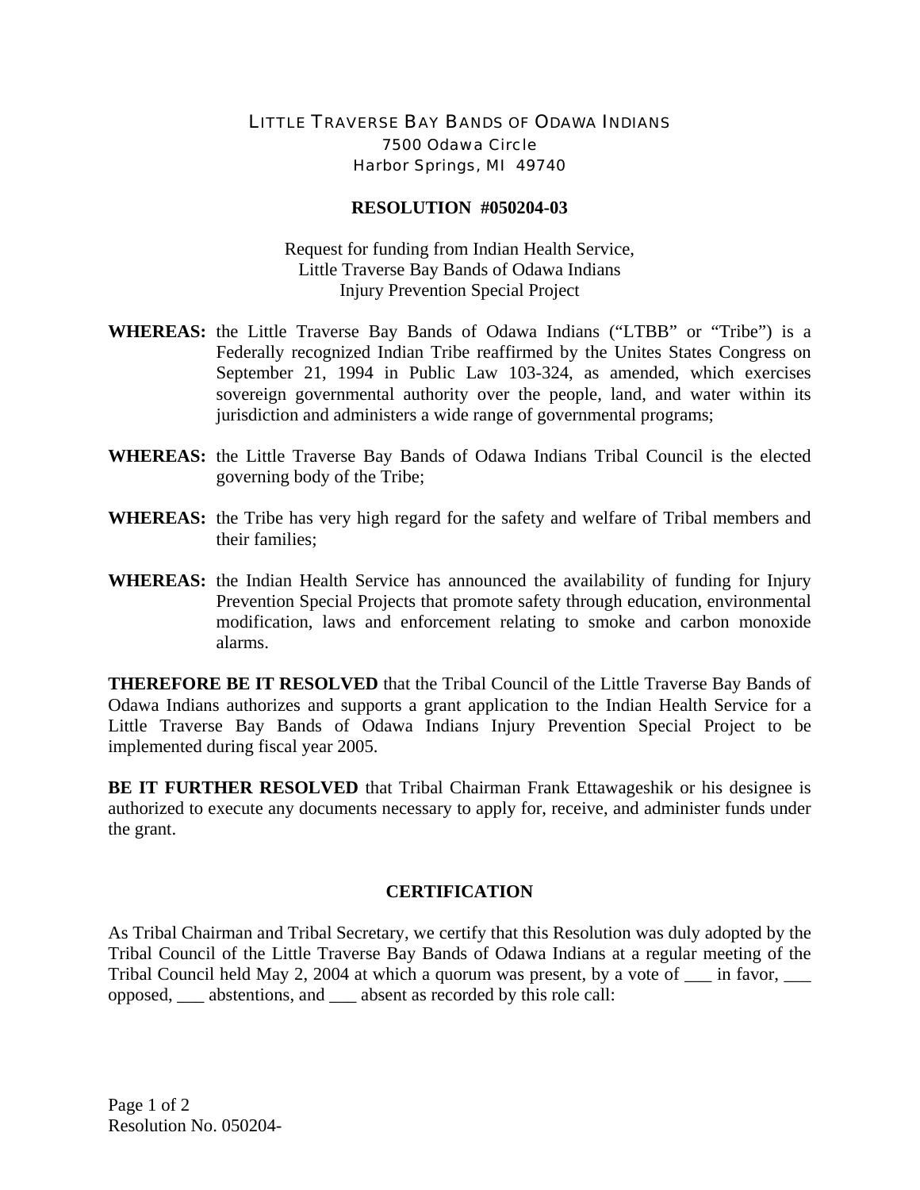LITTLE TRAVERSE BAY BANDS OF ODAWA INDIANS
7500 Odawa Circle
Harbor Springs, MI 49740

**RESOLUTION #050204-03**

Request for funding from Indian Health Service,
Little Traverse Bay Bands of Odawa Indians
Injury Prevention Special Project

**WHEREAS:** the Little Traverse Bay Bands of Odawa Indians ("LTBB" or "Tribe") is a Federally recognized Indian Tribe reaffirmed by the Unites States Congress on September 21, 1994 in Public Law 103-324, as amended, which exercises sovereign governmental authority over the people, land, and water within its jurisdiction and administers a wide range of governmental programs;

**WHEREAS:** the Little Traverse Bay Bands of Odawa Indians Tribal Council is the elected governing body of the Tribe;

**WHEREAS:** the Tribe has very high regard for the safety and welfare of Tribal members and their families;

**WHEREAS:** the Indian Health Service has announced the availability of funding for Injury Prevention Special Projects that promote safety through education, environmental modification, laws and enforcement relating to smoke and carbon monoxide alarms.

**THEREFORE BE IT RESOLVED** that the Tribal Council of the Little Traverse Bay Bands of Odawa Indians authorizes and supports a grant application to the Indian Health Service for a Little Traverse Bay Bands of Odawa Indians Injury Prevention Special Project to be implemented during fiscal year 2005.

**BE IT FURTHER RESOLVED** that Tribal Chairman Frank Ettawageshik or his designee is authorized to execute any documents necessary to apply for, receive, and administer funds under the grant.

**CERTIFICATION**

As Tribal Chairman and Tribal Secretary, we certify that this Resolution was duly adopted by the Tribal Council of the Little Traverse Bay Bands of Odawa Indians at a regular meeting of the Tribal Council held May 2, 2004 at which a quorum was present, by a vote of ___ in favor, ___ opposed, ___ abstentions, and ___ absent as recorded by this role call: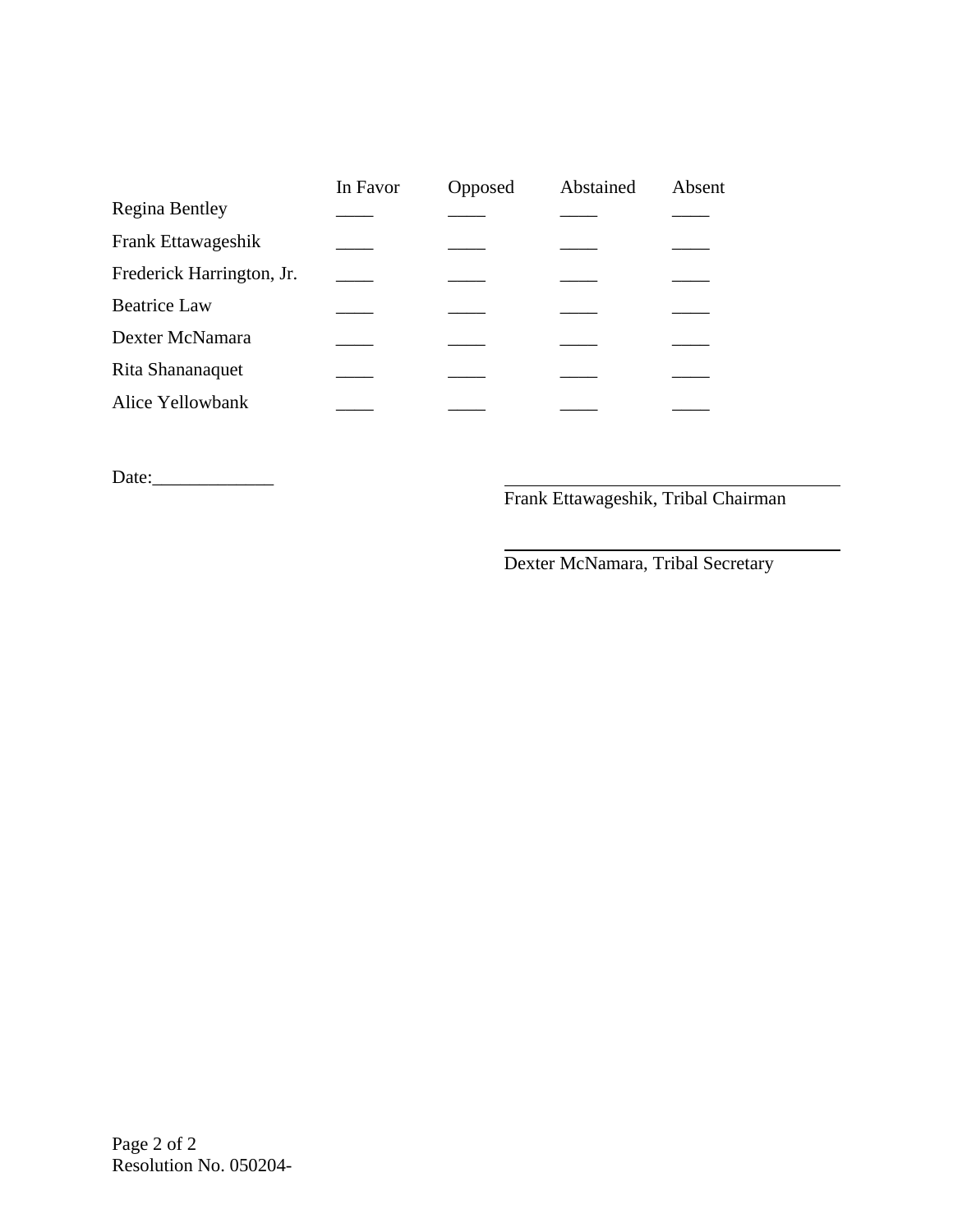| | In Favor | Opposed | Abstained | Absent |
|---|---|---|---|---|
| Regina Bentley | ____ | ____ | ____ | ____ |
| Frank Ettawageshik | ____ | ____ | ____ | ____ |
| Frederick Harrington, Jr. | ____ | ____ | ____ | ____ |
| Beatrice Law | ____ | ____ | ____ | ____ |
| Dexter McNamara | ____ | ____ | ____ | ____ |
| Rita Shananaquet | ____ | ____ | ____ | ____ |
| Alice Yellowbank | ____ | ____ | ____ | ____ |

Date:_____________

_____________________________________
Frank Ettawageshik, Tribal Chairman

_____________________________________
Dexter McNamara, Tribal Secretary

Resolution No. 050204-